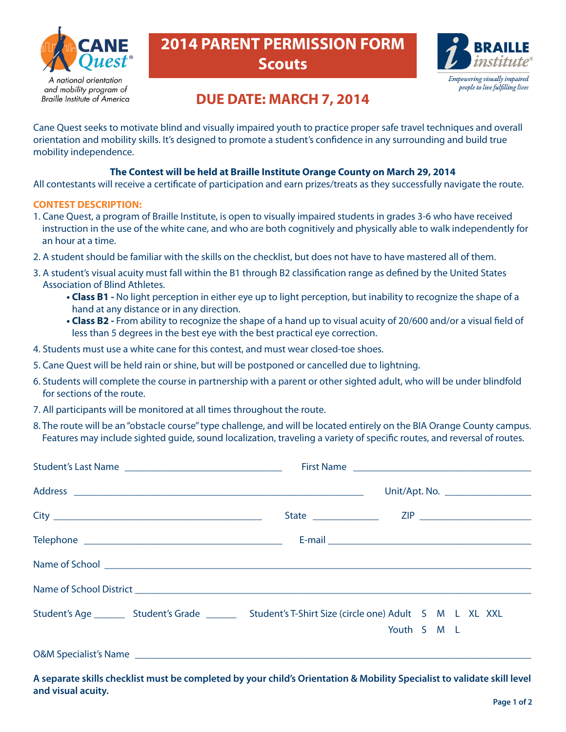CANE Quest®

A national orientation and mobility program of Braille Institute of America

# 2014 PARENT PERMISSION FORM
## Scouts

BRAILLE institute®

*Empowering visually impaired people to live fulfilling lives*

## DUE DATE: MARCH 7, 2014

Cane Quest seeks to motivate blind and visually impaired youth to practice proper safe travel techniques and overall orientation and mobility skills. It's designed to promote a student's confidence in any surrounding and build true mobility independence.

**The Contest will be held at Braille Institute Orange County on March 29, 2014**

All contestants will receive a certificate of participation and earn prizes/treats as they successfully navigate the route.

### CONTEST DESCRIPTION:

1. Cane Quest, a program of Braille Institute, is open to visually impaired students in grades 3-6 who have received instruction in the use of the white cane, and who are both cognitively and physically able to walk independently for an hour at a time.
2. A student should be familiar with the skills on the checklist, but does not have to have mastered all of them.
3. A student's visual acuity must fall within the B1 through B2 classification range as defined by the United States Association of Blind Athletes.
   - **Class B1 -** No light perception in either eye up to light perception, but inability to recognize the shape of a hand at any distance or in any direction.
   - **Class B2 -** From ability to recognize the shape of a hand up to visual acuity of 20/600 and/or a visual field of less than 5 degrees in the best eye with the best practical eye correction.
4. Students must use a white cane for this contest, and must wear closed-toe shoes.
5. Cane Quest will be held rain or shine, but will be postponed or cancelled due to lightning.
6. Students will complete the course in partnership with a parent or other sighted adult, who will be under blindfold for sections of the route.
7. All participants will be monitored at all times throughout the route.
8. The route will be an "obstacle course" type challenge, and will be located entirely on the BIA Orange County campus. Features may include sighted guide, sound localization, traveling a variety of specific routes, and reversal of routes.

Student's Last Name ______________________________ First Name ______________________________

Address ______________________________________________________ Unit/Apt. No. ______________

City ________________________________________ State ____________ ZIP ____________________

Telephone ______________________________________ E-mail ______________________________________

Name of School ____________________________________________________________________________

Name of School District ____________________________________________________________________

Student's Age ______ Student's Grade ______ Student's T-Shirt Size (circle one) Adult S M L XL XXL
Youth S M L

O&M Specialist's Name ______________________________________________________________________

**A separate skills checklist must be completed by your child's Orientation & Mobility Specialist to validate skill level and visual acuity.**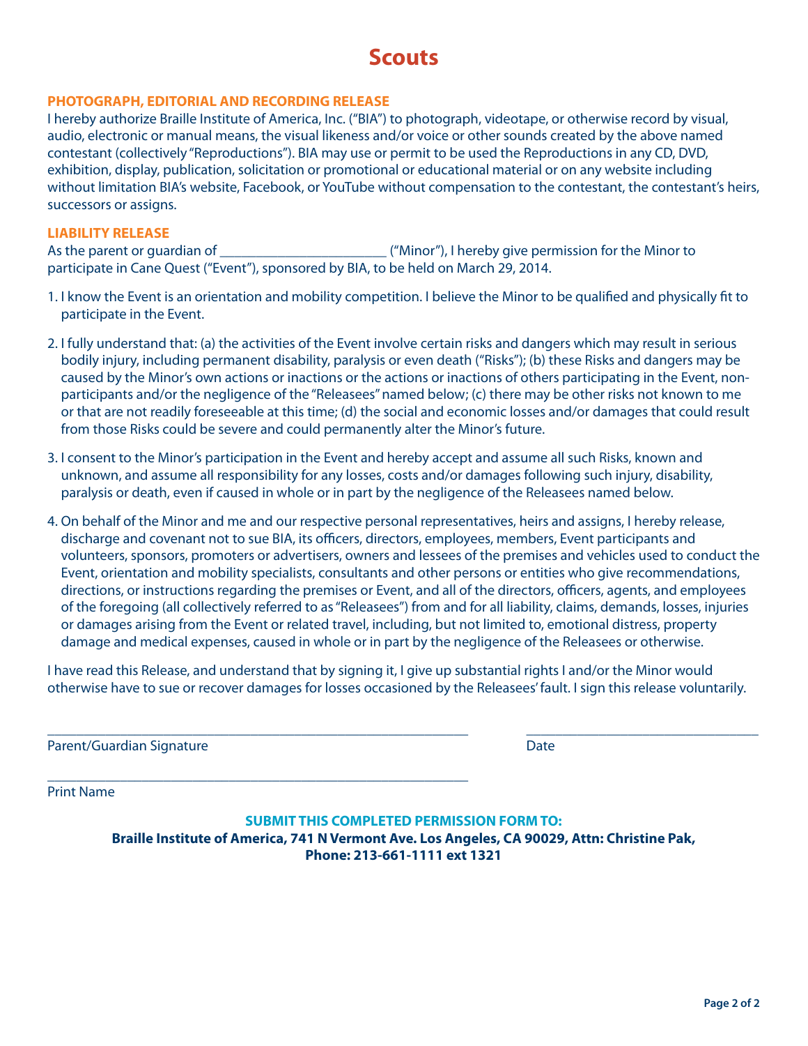# Scouts

## PHOTOGRAPH, EDITORIAL AND RECORDING RELEASE

I hereby authorize Braille Institute of America, Inc. ("BIA") to photograph, videotape, or otherwise record by visual, audio, electronic or manual means, the visual likeness and/or voice or other sounds created by the above named contestant (collectively "Reproductions"). BIA may use or permit to be used the Reproductions in any CD, DVD, exhibition, display, publication, solicitation or promotional or educational material or on any website including without limitation BIA's website, Facebook, or YouTube without compensation to the contestant, the contestant's heirs, successors or assigns.

## LIABILITY RELEASE

As the parent or guardian of _______________________ ("Minor"), I hereby give permission for the Minor to participate in Cane Quest ("Event"), sponsored by BIA, to be held on March 29, 2014.

1. I know the Event is an orientation and mobility competition. I believe the Minor to be qualified and physically fit to participate in the Event.

2. I fully understand that: (a) the activities of the Event involve certain risks and dangers which may result in serious bodily injury, including permanent disability, paralysis or even death ("Risks"); (b) these Risks and dangers may be caused by the Minor's own actions or inactions or the actions or inactions of others participating in the Event, non-participants and/or the negligence of the "Releasees" named below; (c) there may be other risks not known to me or that are not readily foreseeable at this time; (d) the social and economic losses and/or damages that could result from those Risks could be severe and could permanently alter the Minor's future.

3. I consent to the Minor's participation in the Event and hereby accept and assume all such Risks, known and unknown, and assume all responsibility for any losses, costs and/or damages following such injury, disability, paralysis or death, even if caused in whole or in part by the negligence of the Releasees named below.

4. On behalf of the Minor and me and our respective personal representatives, heirs and assigns, I hereby release, discharge and covenant not to sue BIA, its officers, directors, employees, members, Event participants and volunteers, sponsors, promoters or advertisers, owners and lessees of the premises and vehicles used to conduct the Event, orientation and mobility specialists, consultants and other persons or entities who give recommendations, directions, or instructions regarding the premises or Event, and all of the directors, officers, agents, and employees of the foregoing (all collectively referred to as "Releasees") from and for all liability, claims, demands, losses, injuries or damages arising from the Event or related travel, including, but not limited to, emotional distress, property damage and medical expenses, caused in whole or in part by the negligence of the Releasees or otherwise.

I have read this Release, and understand that by signing it, I give up substantial rights I and/or the Minor would otherwise have to sue or recover damages for losses occasioned by the Releasees' fault. I sign this release voluntarily.

_______________________________________________ Parent/Guardian Signature

_________________________ Date

_______________________________________________ Print Name

**SUBMIT THIS COMPLETED PERMISSION FORM TO:**

**Braille Institute of America, 741 N Vermont Ave. Los Angeles, CA 90029, Attn: Christine Pak, Phone: 213-661-1111 ext 1321**